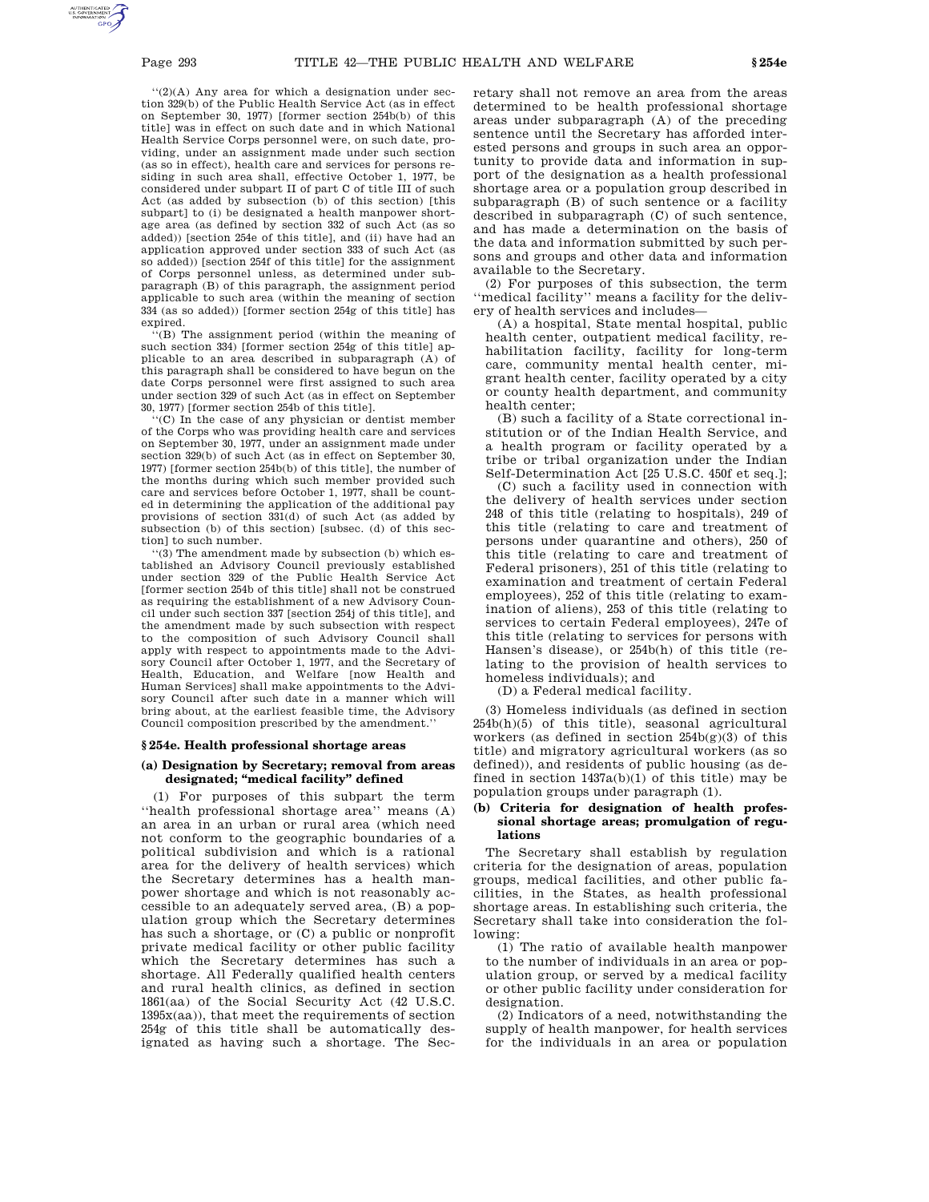"(2)(A) Any area for which a designation under section 329(b) of the Public Health Service Act (as in effect on September 30, 1977) [former section 254b(b) of this title] was in effect on such date and in which National Health Service Corps personnel were, on such date, providing, under an assignment made under such section (as so in effect), health care and services for persons residing in such area shall, effective October 1, 1977, be considered under subpart II of part C of title III of such Act (as added by subsection (b) of this section) [this subpart] to (i) be designated a health manpower shortage area (as defined by section 332 of such Act (as so added)) [section 254e of this title], and (ii) have had an application approved under section 333 of such Act (as so added)) [section 254f of this title] for the assignment of Corps personnel unless, as determined under subparagraph (B) of this paragraph, the assignment period applicable to such area (within the meaning of section 334 (as so added)) [former section 254g of this title] has expired.

"(B) The assignment period (within the meaning of such section 334) [former section 254g of this title] applicable to an area described in subparagraph (A) of this paragraph shall be considered to have begun on the date Corps personnel were first assigned to such area under section 329 of such Act (as in effect on September 30, 1977) [former section 254b of this title].

"(C) In the case of any physician or dentist member of the Corps who was providing health care and services on September 30, 1977, under an assignment made under section 329(b) of such Act (as in effect on September 30, 1977) [former section 254b(b) of this title], the number of the months during which such member provided such care and services before October 1, 1977, shall be counted in determining the application of the additional pay provisions of section 331(d) of such Act (as added by subsection (b) of this section) [subsec. (d) of this section] to such number.

"(3) The amendment made by subsection (b) which established an Advisory Council previously established under section 329 of the Public Health Service Act [former section 254b of this title] shall not be construed as requiring the establishment of a new Advisory Council under such section 337 [section 254j of this title], and the amendment made by such subsection with respect to the composition of such Advisory Council shall apply with respect to appointments made to the Advisory Council after October 1, 1977, and the Secretary of Health, Education, and Welfare [now Health and Human Services] shall make appointments to the Advisory Council after such date in a manner which will bring about, at the earliest feasible time, the Advisory Council composition prescribed by the amendment."

## § 254e. Health professional shortage areas

### (a) Designation by Secretary; removal from areas designated; "medical facility" defined

(1) For purposes of this subpart the term "health professional shortage area" means (A) an area in an urban or rural area (which need not conform to the geographic boundaries of a political subdivision and which is a rational area for the delivery of health services) which the Secretary determines has a health manpower shortage and which is not reasonably accessible to an adequately served area, (B) a population group which the Secretary determines has such a shortage, or (C) a public or nonprofit private medical facility or other public facility which the Secretary determines has such a shortage. All Federally qualified health centers and rural health clinics, as defined in section 1861(aa) of the Social Security Act (42 U.S.C. 1395x(aa)), that meet the requirements of section 254g of this title shall be automatically designated as having such a shortage. The Secretary shall not remove an area from the areas determined to be health professional shortage areas under subparagraph (A) of the preceding sentence until the Secretary has afforded interested persons and groups in such area an opportunity to provide data and information in support of the designation as a health professional shortage area or a population group described in subparagraph (B) of such sentence or a facility described in subparagraph (C) of such sentence, and has made a determination on the basis of the data and information submitted by such persons and groups and other data and information available to the Secretary.

(2) For purposes of this subsection, the term "medical facility" means a facility for the delivery of health services and includes—

(A) a hospital, State mental hospital, public health center, outpatient medical facility, rehabilitation facility, facility for long-term care, community mental health center, migrant health center, facility operated by a city or county health department, and community health center;

(B) such a facility of a State correctional institution or of the Indian Health Service, and a health program or facility operated by a tribe or tribal organization under the Indian Self-Determination Act [25 U.S.C. 450f et seq.];

(C) such a facility used in connection with the delivery of health services under section 248 of this title (relating to hospitals), 249 of this title (relating to care and treatment of persons under quarantine and others), 250 of this title (relating to care and treatment of Federal prisoners), 251 of this title (relating to examination and treatment of certain Federal employees), 252 of this title (relating to examination of aliens), 253 of this title (relating to services to certain Federal employees), 247e of this title (relating to services for persons with Hansen's disease), or 254b(h) of this title (relating to the provision of health services to homeless individuals); and

(D) a Federal medical facility.

(3) Homeless individuals (as defined in section 254b(h)(5) of this title), seasonal agricultural workers (as defined in section 254b(g)(3) of this title) and migratory agricultural workers (as so defined)), and residents of public housing (as defined in section 1437a(b)(1) of this title) may be population groups under paragraph (1).

### (b) Criteria for designation of health professional shortage areas; promulgation of regulations

The Secretary shall establish by regulation criteria for the designation of areas, population groups, medical facilities, and other public facilities, in the States, as health professional shortage areas. In establishing such criteria, the Secretary shall take into consideration the following:

(1) The ratio of available health manpower to the number of individuals in an area or population group, or served by a medical facility or other public facility under consideration for designation.

(2) Indicators of a need, notwithstanding the supply of health manpower, for health services for the individuals in an area or population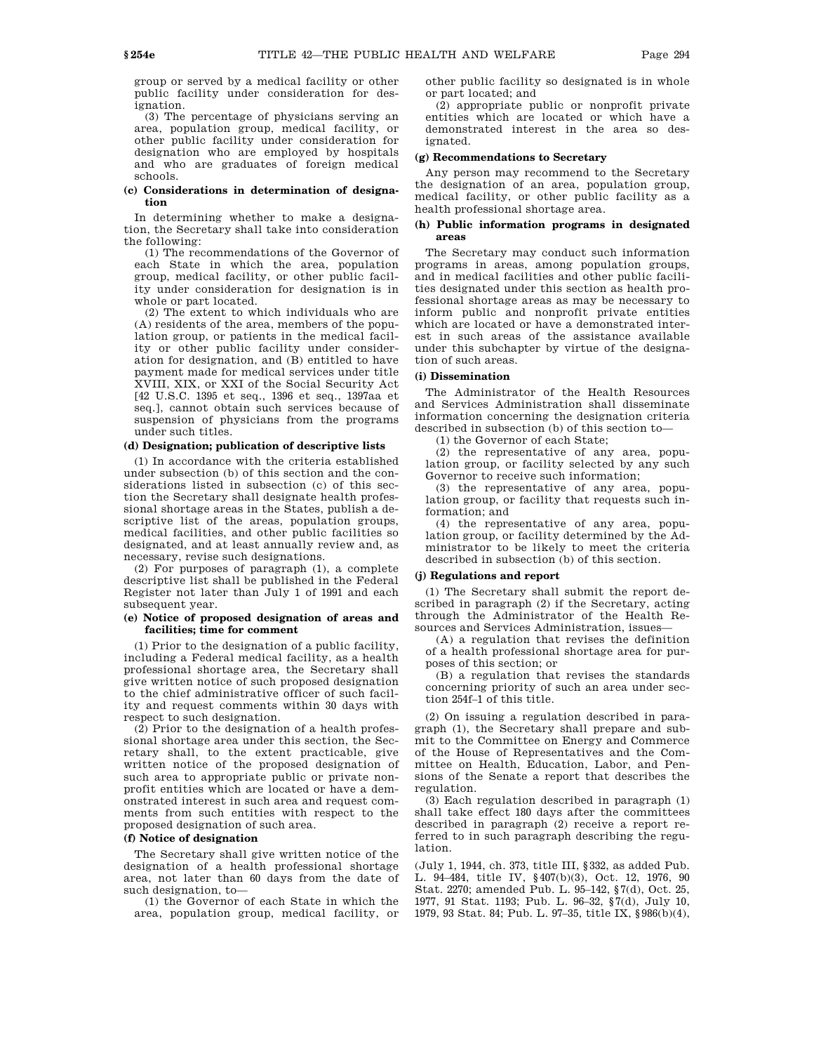group or served by a medical facility or other public facility under consideration for designation.

(3) The percentage of physicians serving an area, population group, medical facility, or other public facility under consideration for designation who are employed by hospitals and who are graduates of foreign medical schools.

#### (c) Considerations in determination of designation

In determining whether to make a designation, the Secretary shall take into consideration the following:

(1) The recommendations of the Governor of each State in which the area, population group, medical facility, or other public facility under consideration for designation is in whole or part located.

(2) The extent to which individuals who are (A) residents of the area, members of the population group, or patients in the medical facility or other public facility under consideration for designation, and (B) entitled to have payment made for medical services under title XVIII, XIX, or XXI of the Social Security Act [42 U.S.C. 1395 et seq., 1396 et seq., 1397aa et seq.], cannot obtain such services because of suspension of physicians from the programs under such titles.

#### (d) Designation; publication of descriptive lists

(1) In accordance with the criteria established under subsection (b) of this section and the considerations listed in subsection (c) of this section the Secretary shall designate health professional shortage areas in the States, publish a descriptive list of the areas, population groups, medical facilities, and other public facilities so designated, and at least annually review and, as necessary, revise such designations.

(2) For purposes of paragraph (1), a complete descriptive list shall be published in the Federal Register not later than July 1 of 1991 and each subsequent year.

#### (e) Notice of proposed designation of areas and facilities; time for comment

(1) Prior to the designation of a public facility, including a Federal medical facility, as a health professional shortage area, the Secretary shall give written notice of such proposed designation to the chief administrative officer of such facility and request comments within 30 days with respect to such designation.

(2) Prior to the designation of a health professional shortage area under this section, the Secretary shall, to the extent practicable, give written notice of the proposed designation of such area to appropriate public or private nonprofit entities which are located or have a demonstrated interest in such area and request comments from such entities with respect to the proposed designation of such area.

#### (f) Notice of designation

The Secretary shall give written notice of the designation of a health professional shortage area, not later than 60 days from the date of such designation, to—

(1) the Governor of each State in which the area, population group, medical facility, or other public facility so designated is in whole or part located; and

(2) appropriate public or nonprofit private entities which are located or which have a demonstrated interest in the area so designated.

#### (g) Recommendations to Secretary

Any person may recommend to the Secretary the designation of an area, population group, medical facility, or other public facility as a health professional shortage area.

#### (h) Public information programs in designated areas

The Secretary may conduct such information programs in areas, among population groups, and in medical facilities and other public facilities designated under this section as health professional shortage areas as may be necessary to inform public and nonprofit private entities which are located or have a demonstrated interest in such areas of the assistance available under this subchapter by virtue of the designation of such areas.

#### (i) Dissemination

The Administrator of the Health Resources and Services Administration shall disseminate information concerning the designation criteria described in subsection (b) of this section to—

(1) the Governor of each State;

(2) the representative of any area, population group, or facility selected by any such Governor to receive such information;

(3) the representative of any area, population group, or facility that requests such information; and

(4) the representative of any area, population group, or facility determined by the Administrator to be likely to meet the criteria described in subsection (b) of this section.

#### (j) Regulations and report

(1) The Secretary shall submit the report described in paragraph (2) if the Secretary, acting through the Administrator of the Health Resources and Services Administration, issues—

(A) a regulation that revises the definition of a health professional shortage area for purposes of this section; or

(B) a regulation that revises the standards concerning priority of such an area under section 254f–1 of this title.

(2) On issuing a regulation described in paragraph (1), the Secretary shall prepare and submit to the Committee on Energy and Commerce of the House of Representatives and the Committee on Health, Education, Labor, and Pensions of the Senate a report that describes the regulation.

(3) Each regulation described in paragraph (1) shall take effect 180 days after the committees described in paragraph (2) receive a report referred to in such paragraph describing the regulation.

(July 1, 1944, ch. 373, title III, §332, as added Pub. L. 94–484, title IV, §407(b)(3), Oct. 12, 1976, 90 Stat. 2270; amended Pub. L. 95–142, §7(d), Oct. 25, 1977, 91 Stat. 1193; Pub. L. 96–32, §7(d), July 10, 1979, 93 Stat. 84; Pub. L. 97–35, title IX, §986(b)(4),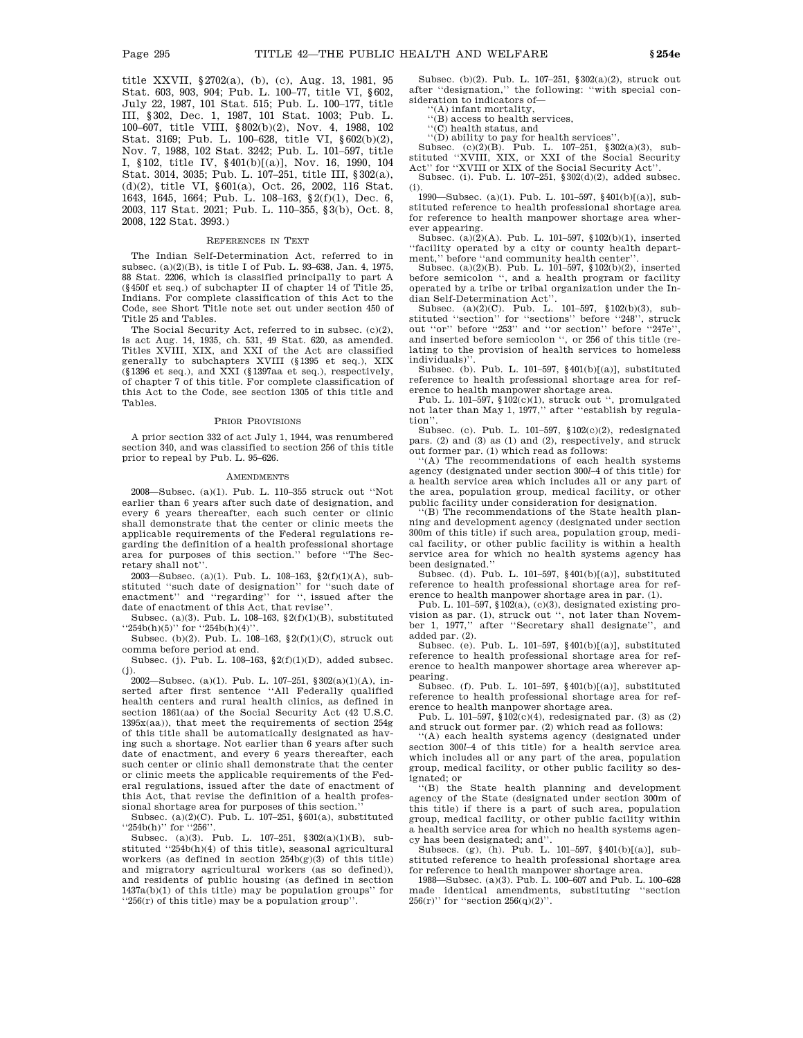title XXVII, §2702(a), (b), (c), Aug. 13, 1981, 95 Stat. 603, 903, 904; Pub. L. 100–77, title VI, §602, July 22, 1987, 101 Stat. 515; Pub. L. 100–177, title III, §302, Dec. 1, 1987, 101 Stat. 1003; Pub. L. 100–607, title VIII, §802(b)(2), Nov. 4, 1988, 102 Stat. 3169; Pub. L. 100–628, title VI, §602(b)(2), Nov. 7, 1988, 102 Stat. 3242; Pub. L. 101–597, title I, §102, title IV, §401(b)[(a)], Nov. 16, 1990, 104 Stat. 3014, 3035; Pub. L. 107–251, title III, §302(a), (d)(2), title VI, §601(a), Oct. 26, 2002, 116 Stat. 1643, 1645, 1664; Pub. L. 108–163, §2(f)(1), Dec. 6, 2003, 117 Stat. 2021; Pub. L. 110–355, §3(b), Oct. 8, 2008, 122 Stat. 3993.)

## REFERENCES IN TEXT

The Indian Self-Determination Act, referred to in subsec. (a)(2)(B), is title I of Pub. L. 93–638, Jan. 4, 1975, 88 Stat. 2206, which is classified principally to part A (§450f et seq.) of subchapter II of chapter 14 of Title 25, Indians. For complete classification of this Act to the Code, see Short Title note set out under section 450 of Title 25 and Tables.

The Social Security Act, referred to in subsec. (c)(2), is act Aug. 14, 1935, ch. 531, 49 Stat. 620, as amended. Titles XVIII, XIX, and XXI of the Act are classified generally to subchapters XVIII (§1395 et seq.), XIX (§1396 et seq.), and XXI (§1397aa et seq.), respectively, of chapter 7 of this title. For complete classification of this Act to the Code, see section 1305 of this title and Tables.

## PRIOR PROVISIONS

A prior section 332 of act July 1, 1944, was renumbered section 340, and was classified to section 256 of this title prior to repeal by Pub. L. 95–626.

## AMENDMENTS

2008—Subsec. (a)(1). Pub. L. 110–355 struck out "Not earlier than 6 years after such date of designation, and every 6 years thereafter, each such center or clinic shall demonstrate that the center or clinic meets the applicable requirements of the Federal regulations regarding the definition of a health professional shortage area for purposes of this section." before "The Secretary shall not".

2003—Subsec. (a)(1). Pub. L. 108–163, §2(f)(1)(A), substituted "such date of designation" for "such date of enactment" and "regarding" for ", issued after the date of enactment of this Act, that revise".

Subsec. (a)(3). Pub. L. 108–163, §2(f)(1)(B), substituted "254b(h)(5)" for "254b(h)(4)".

Subsec. (b)(2). Pub. L. 108–163, §2(f)(1)(C), struck out comma before period at end.

Subsec. (j). Pub. L. 108–163, §2(f)(1)(D), added subsec. (j).

2002—Subsec. (a)(1). Pub. L. 107–251, §302(a)(1)(A), inserted after first sentence "All Federally qualified health centers and rural health clinics, as defined in section 1861(aa) of the Social Security Act (42 U.S.C. 1395x(aa)), that meet the requirements of section 254g of this title shall be automatically designated as having such a shortage. Not earlier than 6 years after such date of enactment, and every 6 years thereafter, each such center or clinic shall demonstrate that the center or clinic meets the applicable requirements of the Federal regulations, issued after the date of enactment of this Act, that revise the definition of a health professional shortage area for purposes of this section."

Subsec. (a)(2)(C). Pub. L. 107–251, §601(a), substituted "254b(h)" for "256".

Subsec. (a)(3). Pub. L. 107–251, §302(a)(1)(B), substituted "254b(h)(4) of this title), seasonal agricultural workers (as defined in section 254b(g)(3) of this title) and migratory agricultural workers (as so defined)), and residents of public housing (as defined in section 1437a(b)(1) of this title) may be population groups" for "256(r) of this title) may be a population group".

Subsec. (b)(2). Pub. L. 107–251, §302(a)(2), struck out after "designation," the following: "with special consideration to indicators of—

"(A) infant mortality,

"(B) access to health services,

"(C) health status, and

"(D) ability to pay for health services".

Subsec. (c)(2)(B). Pub. L. 107–251, §302(a)(3), substituted "XVIII, XIX, or XXI of the Social Security Act" for "XVIII or XIX of the Social Security Act".

Subsec. (i). Pub. L. 107–251, §302(d)(2), added subsec. (i).

1990—Subsec. (a)(1). Pub. L. 101–597, §401(b)[(a)], substituted reference to health professional shortage area for reference to health manpower shortage area wherever appearing.

Subsec. (a)(2)(A). Pub. L. 101–597, §102(b)(1), inserted "facility operated by a city or county health department," before "and community health center".

Subsec. (a)(2)(B). Pub. L. 101–597, §102(b)(2), inserted before semicolon ", and a health program or facility operated by a tribe or tribal organization under the Indian Self-Determination Act".

Subsec. (a)(2)(C). Pub. L. 101–597, §102(b)(3), substituted "section" for "sections" before "248", struck out "or" before "253" and "or section" before "247e", and inserted before semicolon ", or 256 of this title (relating to the provision of health services to homeless individuals)".

Subsec. (b). Pub. L. 101–597, §401(b)[(a)], substituted reference to health professional shortage area for reference to health manpower shortage area.

Pub. L. 101–597, §102(c)(1), struck out ", promulgated not later than May 1, 1977," after "establish by regulation".

Subsec. (c). Pub. L. 101–597, §102(c)(2), redesignated pars. (2) and (3) as (1) and (2), respectively, and struck out former par. (1) which read as follows:

"(A) The recommendations of each health systems agency (designated under section 300*l*–4 of this title) for a health service area which includes all or any part of the area, population group, medical facility, or other public facility under consideration for designation.

"(B) The recommendations of the State health planning and development agency (designated under section 300m of this title) if such area, population group, medical facility, or other public facility is within a health service area for which no health systems agency has been designated."

Subsec. (d). Pub. L. 101–597, §401(b)[(a)], substituted reference to health professional shortage area for reference to health manpower shortage area in par. (1).

Pub. L. 101–597, §102(a), (c)(3), designated existing provision as par. (1), struck out ", not later than November 1, 1977," after "Secretary shall designate", and added par. (2).

Subsec. (e). Pub. L. 101–597, §401(b)[(a)], substituted reference to health professional shortage area for reference to health manpower shortage area wherever appearing.

Subsec. (f). Pub. L. 101–597, §401(b)[(a)], substituted reference to health professional shortage area for reference to health manpower shortage area.

Pub. L. 101–597, §102(c)(4), redesignated par. (3) as (2) and struck out former par. (2) which read as follows:

"(A) each health systems agency (designated under section 300*l*–4 of this title) for a health service area which includes all or any part of the area, population group, medical facility, or other public facility so designated; or

"(B) the State health planning and development agency of the State (designated under section 300m of this title) if there is a part of such area, population group, medical facility, or other public facility within a health service area for which no health systems agency has been designated; and".

Subsecs. (g), (h). Pub. L. 101–597, §401(b)[(a)], substituted reference to health professional shortage area for reference to health manpower shortage area.

1988—Subsec. (a)(3). Pub. L. 100–607 and Pub. L. 100–628 made identical amendments, substituting "section 256(r)" for "section 256(q)(2)".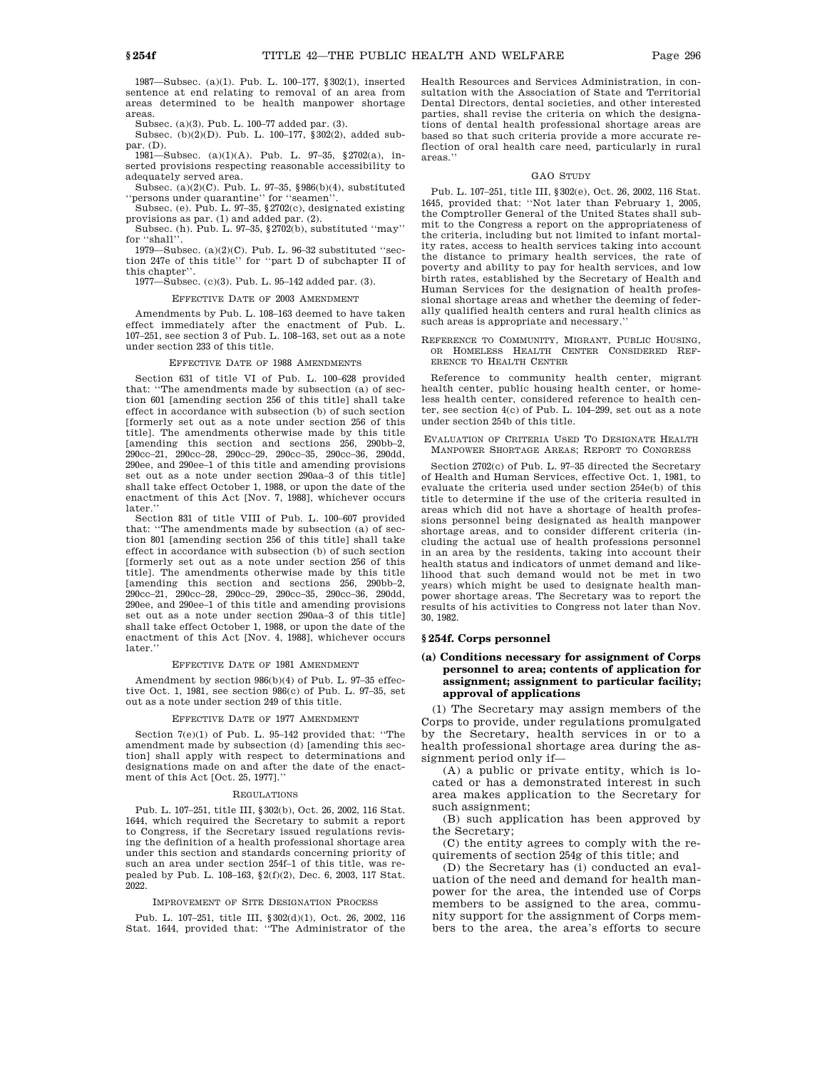1987—Subsec. (a)(1). Pub. L. 100–177, §302(1), inserted sentence at end relating to removal of an area from areas determined to be health manpower shortage areas.

Subsec. (a)(3). Pub. L. 100–77 added par. (3).

Subsec. (b)(2)(D). Pub. L. 100–177, §302(2), added subpar. (D).

1981—Subsec. (a)(1)(A). Pub. L. 97–35, §2702(a), inserted provisions respecting reasonable accessibility to adequately served area.

Subsec. (a)(2)(C). Pub. L. 97–35, §986(b)(4), substituted "persons under quarantine" for "seamen".

Subsec. (e). Pub. L. 97–35, §2702(c), designated existing provisions as par. (1) and added par. (2).

Subsec. (h). Pub. L. 97–35, §2702(b), substituted "may" for "shall".

1979—Subsec. (a)(2)(C). Pub. L. 96–32 substituted "section 247e of this title" for "part D of subchapter II of this chapter".

1977—Subsec. (c)(3). Pub. L. 95–142 added par. (3).

EFFECTIVE DATE OF 2003 AMENDMENT

Amendments by Pub. L. 108–163 deemed to have taken effect immediately after the enactment of Pub. L. 107–251, see section 3 of Pub. L. 108–163, set out as a note under section 233 of this title.

EFFECTIVE DATE OF 1988 AMENDMENTS

Section 631 of title VI of Pub. L. 100–628 provided that: "The amendments made by subsection (a) of section 601 [amending section 256 of this title] shall take effect in accordance with subsection (b) of such section [formerly set out as a note under section 256 of this title]. The amendments otherwise made by this title [amending this section and sections 256, 290bb–2, 290cc–21, 290cc–28, 290cc–29, 290cc–35, 290cc–36, 290dd, 290ee, and 290ee–1 of this title and amending provisions set out as a note under section 290aa–3 of this title] shall take effect October 1, 1988, or upon the date of the enactment of this Act [Nov. 7, 1988], whichever occurs later."

Section 831 of title VIII of Pub. L. 100–607 provided that: "The amendments made by subsection (a) of section 801 [amending section 256 of this title] shall take effect in accordance with subsection (b) of such section [formerly set out as a note under section 256 of this title]. The amendments otherwise made by this title [amending this section and sections 256, 290bb–2, 290cc–21, 290cc–28, 290cc–29, 290cc–35, 290cc–36, 290dd, 290ee, and 290ee–1 of this title and amending provisions set out as a note under section 290aa–3 of this title] shall take effect October 1, 1988, or upon the date of the enactment of this Act [Nov. 4, 1988], whichever occurs later."

EFFECTIVE DATE OF 1981 AMENDMENT

Amendment by section 986(b)(4) of Pub. L. 97–35 effective Oct. 1, 1981, see section 986(c) of Pub. L. 97–35, set out as a note under section 249 of this title.

EFFECTIVE DATE OF 1977 AMENDMENT

Section 7(e)(1) of Pub. L. 95–142 provided that: "The amendment made by subsection (d) [amending this section] shall apply with respect to determinations and designations made on and after the date of the enactment of this Act [Oct. 25, 1977]."

REGULATIONS

Pub. L. 107–251, title III, §302(b), Oct. 26, 2002, 116 Stat. 1644, which required the Secretary to submit a report to Congress, if the Secretary issued regulations revising the definition of a health professional shortage area under this section and standards concerning priority of such an area under section 254f–1 of this title, was repealed by Pub. L. 108–163, §2(f)(2), Dec. 6, 2003, 117 Stat. 2022.

IMPROVEMENT OF SITE DESIGNATION PROCESS

Pub. L. 107–251, title III, §302(d)(1), Oct. 26, 2002, 116 Stat. 1644, provided that: "The Administrator of the Health Resources and Services Administration, in consultation with the Association of State and Territorial Dental Directors, dental societies, and other interested parties, shall revise the criteria on which the designations of dental health professional shortage areas are based so that such criteria provide a more accurate reflection of oral health care need, particularly in rural areas."

GAO STUDY

Pub. L. 107–251, title III, §302(e), Oct. 26, 2002, 116 Stat. 1645, provided that: "Not later than February 1, 2005, the Comptroller General of the United States shall submit to the Congress a report on the appropriateness of the criteria, including but not limited to infant mortality rates, access to health services taking into account the distance to primary health services, the rate of poverty and ability to pay for health services, and low birth rates, established by the Secretary of Health and Human Services for the designation of health professional shortage areas and whether the deeming of federally qualified health centers and rural health clinics as such areas is appropriate and necessary."

REFERENCE TO COMMUNITY, MIGRANT, PUBLIC HOUSING, OR HOMELESS HEALTH CENTER CONSIDERED REFERENCE TO HEALTH CENTER

Reference to community health center, migrant health center, public housing health center, or homeless health center, considered reference to health center, see section 4(c) of Pub. L. 104–299, set out as a note under section 254b of this title.

EVALUATION OF CRITERIA USED TO DESIGNATE HEALTH MANPOWER SHORTAGE AREAS; REPORT TO CONGRESS

Section 2702(c) of Pub. L. 97–35 directed the Secretary of Health and Human Services, effective Oct. 1, 1981, to evaluate the criteria used under section 254e(b) of this title to determine if the use of the criteria resulted in areas which did not have a shortage of health professions personnel being designated as health manpower shortage areas, and to consider different criteria (including the actual use of health professions personnel in an area by the residents, taking into account their health status and indicators of unmet demand and likelihood that such demand would not be met in two years) which might be used to designate health manpower shortage areas. The Secretary was to report the results of his activities to Congress not later than Nov. 30, 1982.

## §254f. Corps personnel

### (a) Conditions necessary for assignment of Corps personnel to area; contents of application for assignment; assignment to particular facility; approval of applications

(1) The Secretary may assign members of the Corps to provide, under regulations promulgated by the Secretary, health services in or to a health professional shortage area during the assignment period only if—

(A) a public or private entity, which is located or has a demonstrated interest in such area makes application to the Secretary for such assignment;

(B) such application has been approved by the Secretary;

(C) the entity agrees to comply with the requirements of section 254g of this title; and

(D) the Secretary has (i) conducted an evaluation of the need and demand for health manpower for the area, the intended use of Corps members to be assigned to the area, community support for the assignment of Corps members to the area, the area's efforts to secure